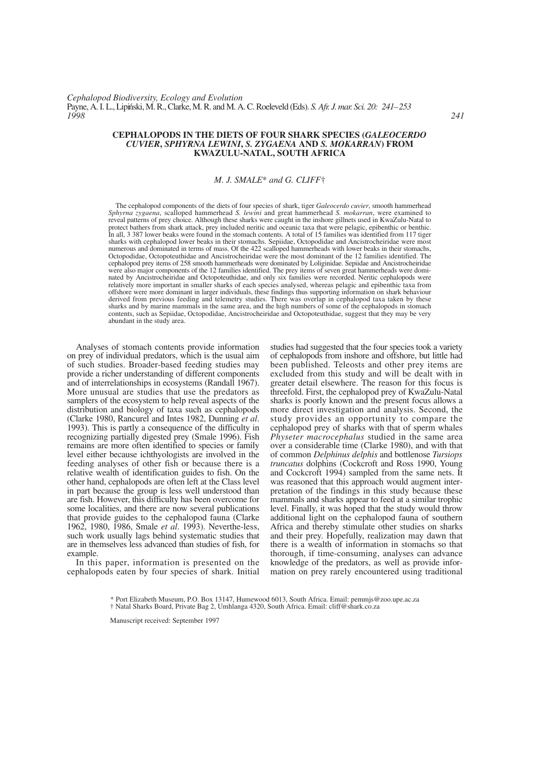# CEPHALOPODS IN THE DIETS OF FOUR SHARK SPECIES (*GALEOCERDO CUVIER*, *SPHYRNA LEWINI*, *S. ZYGAENA* AND *S. MOKARRAN*) FROM KWAZULU-NATAL, SOUTH AFRICA

*M. J. SMALE\* and G. CLIFF†*

The cephalopod components of the diets of four species of shark, tiger *Galeocerdo cuvier*, smooth hammerhead *Sphyrna zygaena*, scalloped hammerhead *S. lewini* and great hammerhead *S. mokarran*, were examined to reveal patterns of prey choice. Although these sharks were caught in the inshore gillnets used in KwaZulu-Natal to protect bathers from shark attack, prey included neritic and oceanic taxa that were pelagic, epibenthic or benthic. In all, 3 387 lower beaks were found in the stomach contents. A total of 15 families was identified from 117 tiger sharks with cephalopod lower beaks in their stomachs. Sepiidae, Octopodidae and Ancistrocheiridae were most numerous and dominated in terms of mass. Of the 422 scalloped hammerheads with lower beaks in their stomachs, Octopodidae, Octopoteuthidae and Ancistrocheiridae were the most dominant of the 12 families identified. The cephalopod prey items of 258 smooth hammerheads were dominated by Loliginidae. Sepiidae and Ancistrocheiridae were also major components of the 12 families identified. The prey items of seven great hammerheads were dominated by Ancistrocheiridae and Octopoteuthidae, and only six families were recorded. Neritic cephalopods were relatively more important in smaller sharks of each species analysed, whereas pelagic and epibenthic taxa from offshore were more dominant in larger individuals, these findings thus supporting information on shark behaviour derived from previous feeding and telemetry studies. There was overlap in cephalopod taxa taken by these sharks and by marine mammals in the same area, and the high numbers of some of the cephalopods in stomach contents, such as Sepiidae, Octopodidae, Ancistrocheiridae and Octopoteuthidae, suggest that they may be very abundant in the study area.

Analyses of stomach contents provide information on prey of individual predators, which is the usual aim of such studies. Broader-based feeding studies may provide a richer understanding of different components and of interrelationships in ecosystems (Randall 1967). More unusual are studies that use the predators as samplers of the ecosystem to help reveal aspects of the distribution and biology of taxa such as cephalopods (Clarke 1980, Rancurel and Intes 1982, Dunning *et al*. 1993). This is partly a consequence of the difficulty in recognizing partially digested prey (Smale 1996). Fish remains are more often identified to species or family level either because ichthyologists are involved in the feeding analyses of other fish or because there is a relative wealth of identification guides to fish. On the other hand, cephalopods are often left at the Class level in part because the group is less well understood than are fish. However, this difficulty has been overcome for some localities, and there are now several publications that provide guides to the cephalopod fauna (Clarke 1962, 1980, 1986, Smale *et al*. 1993). Neverthe-less, such work usually lags behind systematic studies that are in themselves less advanced than studies of fish, for example.

In this paper, information is presented on the cephalopods eaten by four species of shark. Initial studies had suggested that the four species took a variety of cephalopods from inshore and offshore, but little had been published. Teleosts and other prey items are excluded from this study and will be dealt with in greater detail elsewhere. The reason for this focus is threefold. First, the cephalopod prey of KwaZulu-Natal sharks is poorly known and the present focus allows a more direct investigation and analysis. Second, the study provides an opportunity to compare the cephalopod prey of sharks with that of sperm whales *Physeter macrocephalus* studied in the same area over a considerable time (Clarke 1980), and with that of common *Delphinus delphis* and bottlenose *Tursiops truncatus* dolphins (Cockcroft and Ross 1990, Young and Cockcroft 1994) sampled from the same nets. It was reasoned that this approach would augment interpretation of the findings in this study because these mammals and sharks appear to feed at a similar trophic level. Finally, it was hoped that the study would throw additional light on the cephalopod fauna of southern Africa and thereby stimulate other studies on sharks and their prey. Hopefully, realization may dawn that there is a wealth of information in stomachs so that thorough, if time-consuming, analyses can advance knowledge of the predators, as well as provide information on prey rarely encountered using traditional

\* Port Elizabeth Museum, P.O. Box 13147, Humewood 6013, South Africa. Email: pemmjs@zoo.upe.ac.za
† Natal Sharks Board, Private Bag 2, Umhlanga 4320, South Africa. Email: cliff@shark.co.za

Manuscript received: September 1997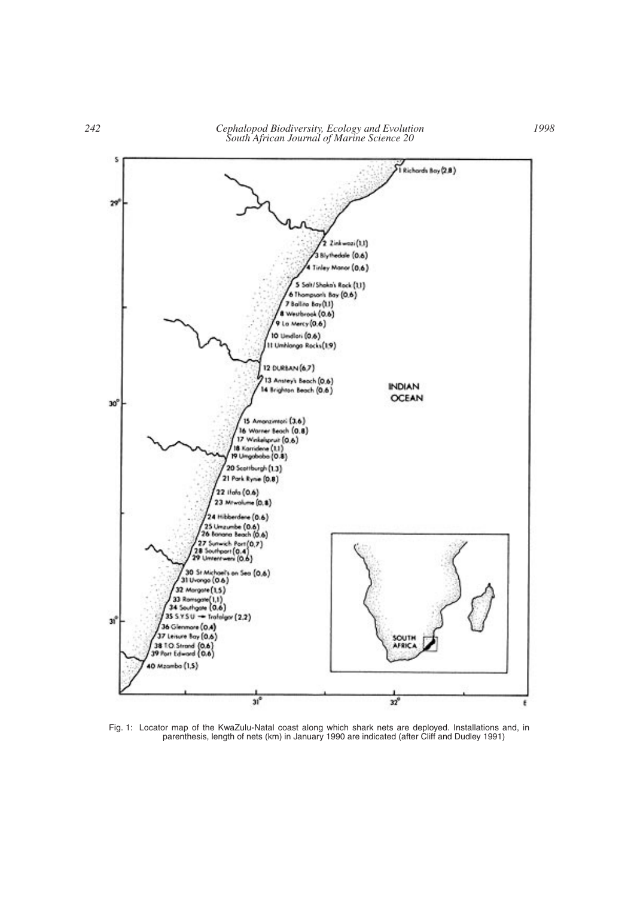Fig. 1: Locator map of the KwaZulu-Natal coast along which shark nets are deployed. Installations and, in parenthesis, length of nets (km) in January 1990 are indicated (after Cliff and Dudley 1991)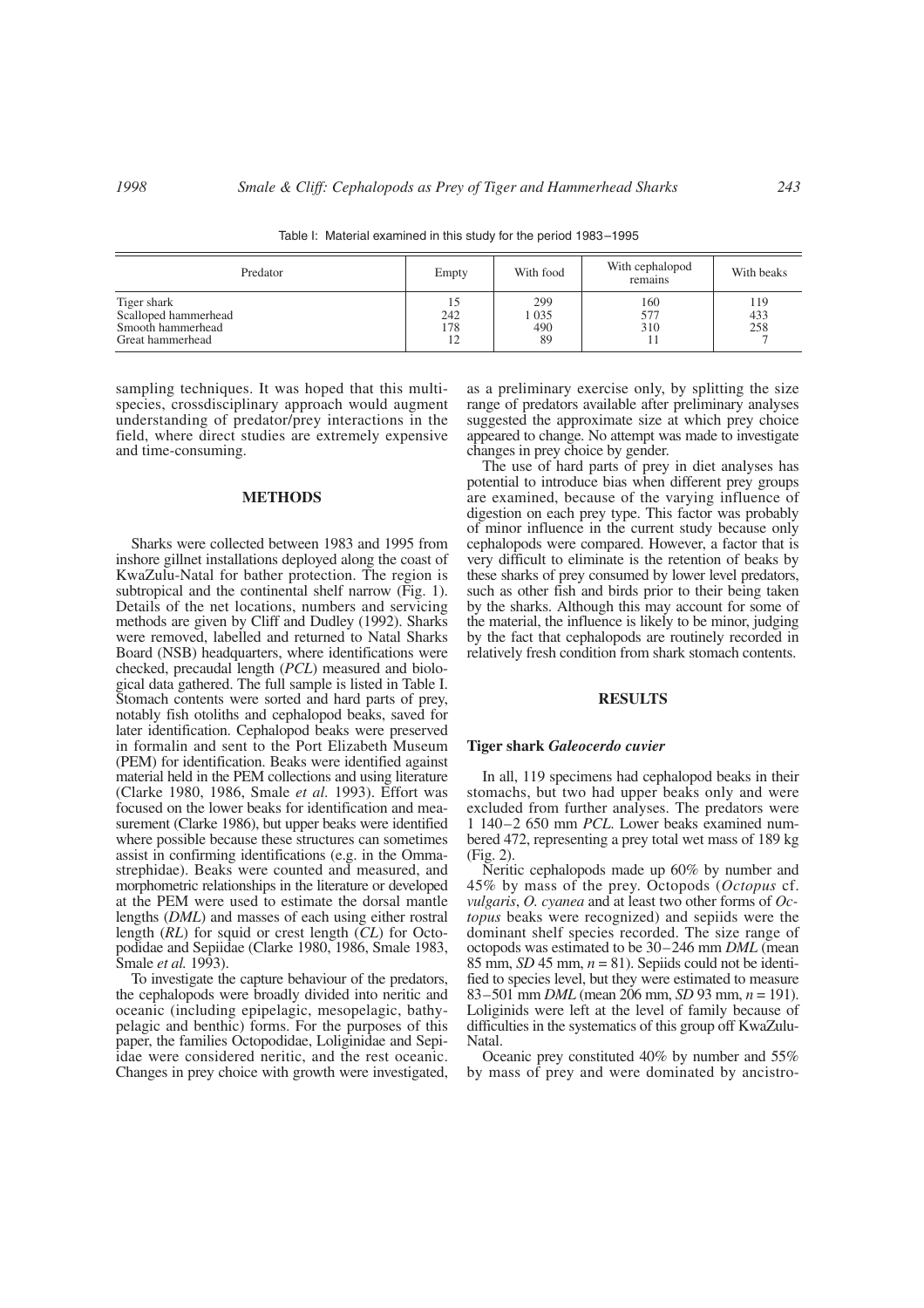Table I: Material examined in this study for the period 1983–1995

| Predator | Empty | With food | With cephalopod remains | With beaks |
|---|---|---|---|---|
| Tiger shark | 15 | 299 | 160 | 119 |
| Scalloped hammerhead | 242 | 1 035 | 577 | 433 |
| Smooth hammerhead | 178 | 490 | 310 | 258 |
| Great hammerhead | 12 | 89 | 11 | 7 |

sampling techniques. It was hoped that this multi-species, crossdisciplinary approach would augment understanding of predator/prey interactions in the field, where direct studies are extremely expensive and time-consuming.

## METHODS

Sharks were collected between 1983 and 1995 from inshore gillnet installations deployed along the coast of KwaZulu-Natal for bather protection. The region is subtropical and the continental shelf narrow (Fig. 1). Details of the net locations, numbers and servicing methods are given by Cliff and Dudley (1992). Sharks were removed, labelled and returned to Natal Sharks Board (NSB) headquarters, where identifications were checked, precaudal length (*PCL*) measured and biological data gathered. The full sample is listed in Table I. Stomach contents were sorted and hard parts of prey, notably fish otoliths and cephalopod beaks, saved for later identification. Cephalopod beaks were preserved in formalin and sent to the Port Elizabeth Museum (PEM) for identification. Beaks were identified against material held in the PEM collections and using literature (Clarke 1980, 1986, Smale *et al.* 1993). Effort was focused on the lower beaks for identification and measurement (Clarke 1986), but upper beaks were identified where possible because these structures can sometimes assist in confirming identifications (e.g. in the Ommastrephidae). Beaks were counted and measured, and morphometric relationships in the literature or developed at the PEM were used to estimate the dorsal mantle lengths (*DML*) and masses of each using either rostral length (*RL*) for squid or crest length (*CL*) for Octopodidae and Sepiidae (Clarke 1980, 1986, Smale 1983, Smale *et al.* 1993).

To investigate the capture behaviour of the predators, the cephalopods were broadly divided into neritic and oceanic (including epipelagic, mesopelagic, bathypelagic and benthic) forms. For the purposes of this paper, the families Octopodidae, Loliginidae and Sepiidae were considered neritic, and the rest oceanic. Changes in prey choice with growth were investigated, as a preliminary exercise only, by splitting the size range of predators available after preliminary analyses suggested the approximate size at which prey choice appeared to change. No attempt was made to investigate changes in prey choice by gender.

The use of hard parts of prey in diet analyses has potential to introduce bias when different prey groups are examined, because of the varying influence of digestion on each prey type. This factor was probably of minor influence in the current study because only cephalopods were compared. However, a factor that is very difficult to eliminate is the retention of beaks by these sharks of prey consumed by lower level predators, such as other fish and birds prior to their being taken by the sharks. Although this may account for some of the material, the influence is likely to be minor, judging by the fact that cephalopods are routinely recorded in relatively fresh condition from shark stomach contents.

## RESULTS

### Tiger shark *Galeocerdo cuvier*

In all, 119 specimens had cephalopod beaks in their stomachs, but two had upper beaks only and were excluded from further analyses. The predators were 1 140–2 650 mm *PCL*. Lower beaks examined numbered 472, representing a prey total wet mass of 189 kg (Fig. 2).

Neritic cephalopods made up 60% by number and 45% by mass of the prey. Octopods (*Octopus* cf. *vulgaris*, *O. cyanea* and at least two other forms of *Octopus* beaks were recognized) and sepiids were the dominant shelf species recorded. The size range of octopods was estimated to be 30–246 mm *DML* (mean 85 mm, *SD* 45 mm, $n = 81$). Sepiids could not be identified to species level, but they were estimated to measure 83–501 mm *DML* (mean 206 mm, *SD* 93 mm, $n = 191$). Loliginids were left at the level of family because of difficulties in the systematics of this group off KwaZulu-Natal.

Oceanic prey constituted 40% by number and 55% by mass of prey and were dominated by ancistro-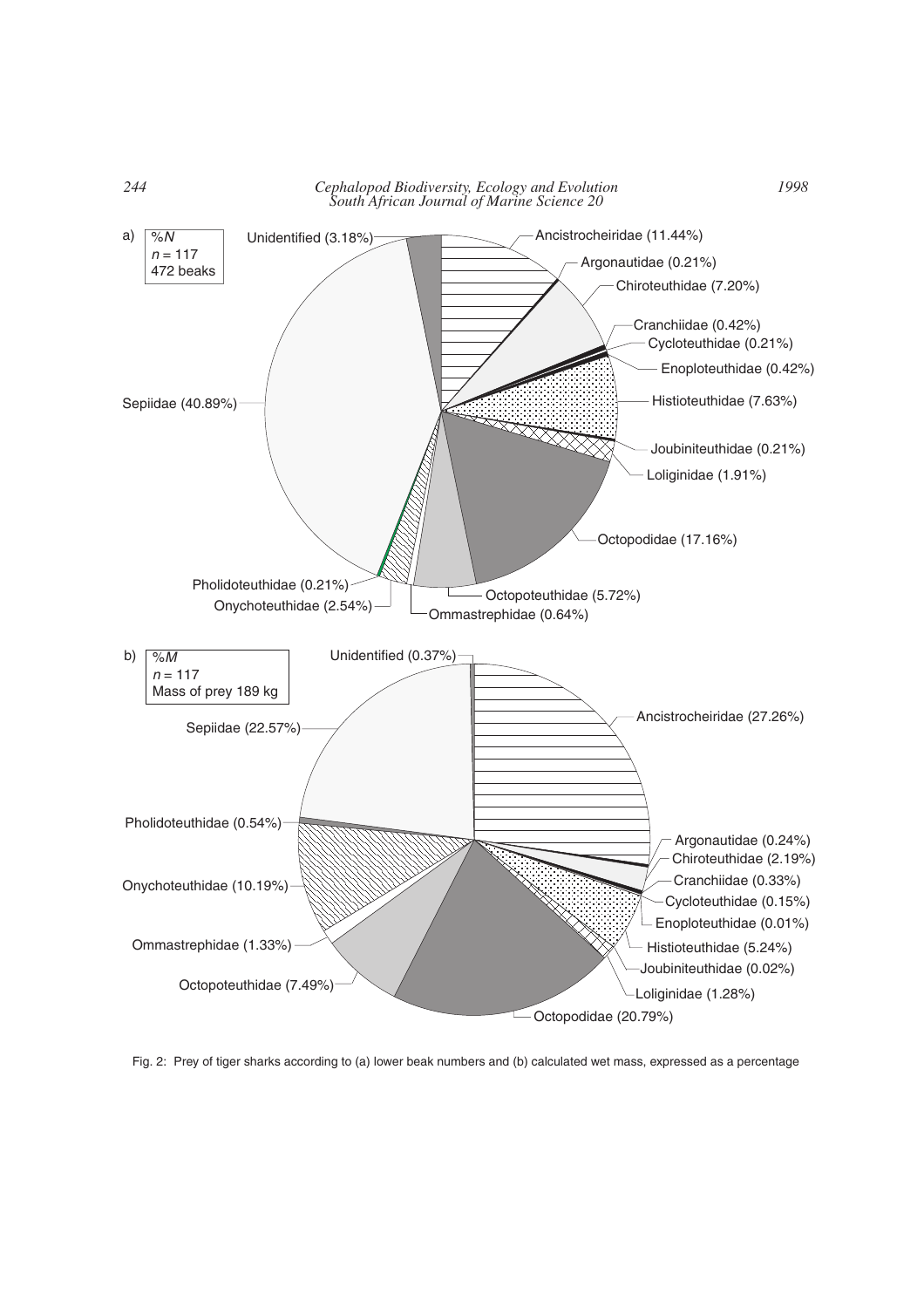a) %*N*
$n = 117$
472 beaks

- Unidentified (3.18%)
- Ancistrocheiridae (11.44%)
- Argonautidae (0.21%)
- Chiroteuthidae (7.20%)
- Cranchiidae (0.42%)
- Cycloteuthidae (0.21%)
- Enoploteuthidae (0.42%)
- Histioteuthidae (7.63%)
- Joubiniteuthidae (0.21%)
- Loliginidae (1.91%)
- Octopodidae (17.16%)
- Octopoteuthidae (5.72%)
- Ommastrephidae (0.64%)
- Onychoteuthidae (2.54%)
- Pholidoteuthidae (0.21%)
- Sepiidae (40.89%)

b) %*M*
$n = 117$
Mass of prey 189 kg

- Unidentified (0.37%)
- Ancistrocheiridae (27.26%)
- Argonautidae (0.24%)
- Chiroteuthidae (2.19%)
- Cranchiidae (0.33%)
- Cycloteuthidae (0.15%)
- Enoploteuthidae (0.01%)
- Histioteuthidae (5.24%)
- Joubiniteuthidae (0.02%)
- Loliginidae (1.28%)
- Octopodidae (20.79%)
- Octopoteuthidae (7.49%)
- Ommastrephidae (1.33%)
- Onychoteuthidae (10.19%)
- Pholidoteuthidae (0.54%)
- Sepiidae (22.57%)

Fig. 2: Prey of tiger sharks according to (a) lower beak numbers and (b) calculated wet mass, expressed as a percentage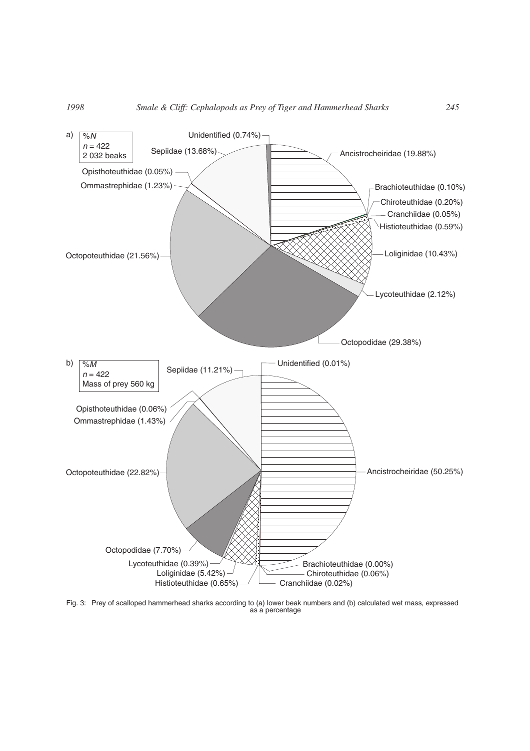a) %$N$, $n$ = 422, 2 032 beaks

- Unidentified (0.74%)
- Sepiidae (13.68%)
- Opisthoteuthidae (0.05%)
- Ommastrephidae (1.23%)
- Octopoteuthidae (21.56%)
- Ancistrocheiridae (19.88%)
- Brachioteuthidae (0.10%)
- Chiroteuthidae (0.20%)
- Cranchiidae (0.05%)
- Histioteuthidae (0.59%)
- Loliginidae (10.43%)
- Lycoteuthidae (2.12%)
- Octopodidae (29.38%)

b) %$M$, $n$ = 422, Mass of prey 560 kg

- Unidentified (0.01%)
- Sepiidae (11.21%)
- Opisthoteuthidae (0.06%)
- Ommastrephidae (1.43%)
- Octopoteuthidae (22.82%)
- Ancistrocheiridae (50.25%)
- Octopodidae (7.70%)
- Lycoteuthidae (0.39%)
- Loliginidae (5.42%)
- Histioteuthidae (0.65%)
- Brachioteuthidae (0.00%)
- Chiroteuthidae (0.06%)
- Cranchiidae (0.02%)

Fig. 3: Prey of scalloped hammerhead sharks according to (a) lower beak numbers and (b) calculated wet mass, expressed as a percentage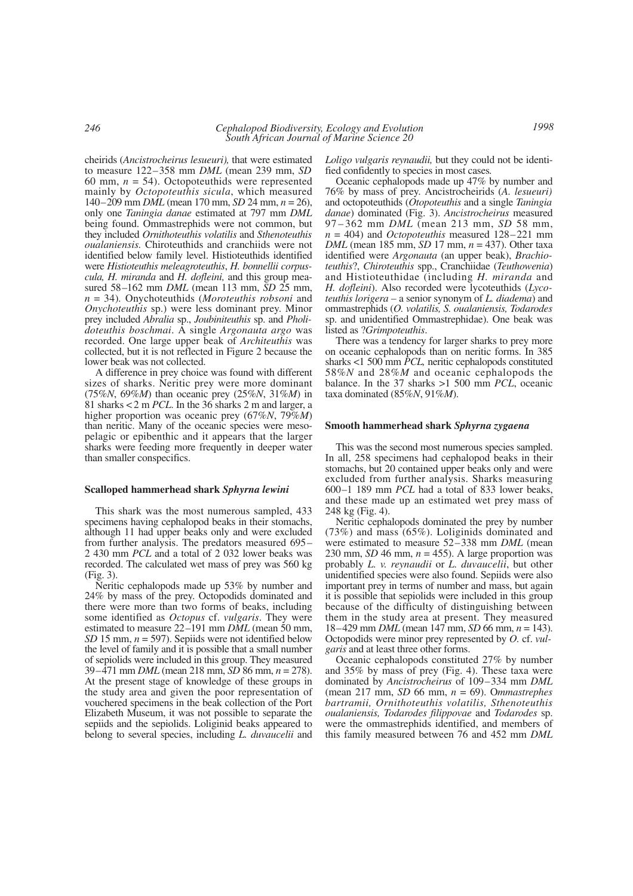cheirids (*Ancistrocheirus lesueuri),* that were estimated to measure 122–358 mm *DML* (mean 239 mm, *SD* 60 mm, $n = 54$). Octopoteuthids were represented mainly by *Octopoteuthis sicula*, which measured 140–209 mm *DML* (mean 170 mm, *SD* 24 mm, $n = 26$), only one *Taningia danae* estimated at 797 mm *DML* being found. Ommastrephids were not common, but they included *Ornithoteuthis volatilis* and *Sthenoteuthis oualaniensis.* Chiroteuthids and cranchiids were not identified below family level. Histioteuthids identified were *Histioteuthis meleagroteuthis*, *H. bonnellii corpuscula, H. miranda* and *H. dofleini,* and this group measured 58–162 mm *DML* (mean 113 mm, *SD* 25 mm, $n = 34$). Onychoteuthids (*Moroteuthis robsoni* and *Onychoteuthis* sp.) were less dominant prey. Minor prey included *Abralia* sp., *Joubiniteuthis* sp. and *Pholidoteuthis boschmai*. A single *Argonauta argo* was recorded. One large upper beak of *Architeuthis* was collected, but it is not reflected in Figure 2 because the lower beak was not collected.

A difference in prey choice was found with different sizes of sharks. Neritic prey were more dominant (75%*N*, 69%*M*) than oceanic prey (25%*N*, 31%*M*) in 81 sharks < 2 m *PCL*. In the 36 sharks 2 m and larger, a higher proportion was oceanic prey (67%*N*, 79%*M*) than neritic. Many of the oceanic species were mesopelagic or epibenthic and it appears that the larger sharks were feeding more frequently in deeper water than smaller conspecifics.

### Scalloped hammerhead shark *Sphyrna lewini*

This shark was the most numerous sampled, 433 specimens having cephalopod beaks in their stomachs, although 11 had upper beaks only and were excluded from further analysis. The predators measured 695–2 430 mm *PCL* and a total of 2 032 lower beaks was recorded. The calculated wet mass of prey was 560 kg (Fig. 3).

Neritic cephalopods made up 53% by number and 24% by mass of the prey. Octopodids dominated and there were more than two forms of beaks, including some identified as *Octopus* cf. *vulgaris*. They were estimated to measure 22–191 mm *DML* (mean 50 mm, *SD* 15 mm, $n = 597$). Sepiids were not identified below the level of family and it is possible that a small number of sepiolids were included in this group. They measured 39–471 mm *DML* (mean 218 mm, *SD* 86 mm, $n = 278$). At the present stage of knowledge of these groups in the study area and given the poor representation of vouchered specimens in the beak collection of the Port Elizabeth Museum, it was not possible to separate the sepiids and the sepiolids. Loliginid beaks appeared to belong to several species, including *L. duvaucelii* and *Loligo vulgaris reynaudii,* but they could not be identified confidently to species in most cases.

Oceanic cephalopods made up 47% by number and 76% by mass of prey. Ancistrocheirids (*A. lesueuri)* and octopoteuthids (*Otopoteuthis* and a single *Taningia danae*) dominated (Fig. 3). *Ancistrocheirus* measured 97–362 mm *DML* (mean 213 mm, *SD* 58 mm, $n = 404$) and *Octopoteuthis* measured 128–221 mm *DML* (mean 185 mm, *SD* 17 mm, $n = 437$). Other taxa identified were *Argonauta* (an upper beak), *Brachioteuthis*?, *Chiroteuthis* spp., Cranchiidae (*Teuthowenia*) and Histioteuthidae (including *H. miranda* and *H. dofleini*). Also recorded were lycoteuthids (*Lycoteuthis lorigera* – a senior synonym of *L. diadema*) and ommastrephids (*O. volatilis, S. oualaniensis, Todarodes* sp. and unidentified Ommastrephidae). One beak was listed as ?*Grimpoteuthis*.

There was a tendency for larger sharks to prey more on oceanic cephalopods than on neritic forms. In 385 sharks <1 500 mm *PCL,* neritic cephalopods constituted 58%*N* and 28%*M* and oceanic cephalopods the balance. In the 37 sharks >1 500 mm *PCL*, oceanic taxa dominated (85%*N*, 91%*M*).

### Smooth hammerhead shark *Sphyrna zygaena*

This was the second most numerous species sampled. In all, 258 specimens had cephalopod beaks in their stomachs, but 20 contained upper beaks only and were excluded from further analysis. Sharks measuring 600–1 189 mm *PCL* had a total of 833 lower beaks, and these made up an estimated wet prey mass of 248 kg (Fig. 4).

Neritic cephalopods dominated the prey by number (73%) and mass (65%). Loliginids dominated and were estimated to measure 52–338 mm *DML* (mean 230 mm, *SD* 46 mm, $n = 455$). A large proportion was probably *L. v. reynaudii* or *L. duvaucelii*, but other unidentified species were also found. Sepiids were also important prey in terms of number and mass, but again it is possible that sepiolids were included in this group because of the difficulty of distinguishing between them in the study area at present. They measured 18–429 mm *DML* (mean 147 mm, *SD* 66 mm, $n = 143$). Octopodids were minor prey represented by *O.* cf. *vulgaris* and at least three other forms.

Oceanic cephalopods constituted 27% by number and 35% by mass of prey (Fig. 4). These taxa were dominated by *Ancistrocheirus* of 109–334 mm *DML* (mean 217 mm, *SD* 66 mm, $n = 69$). *Ommastrephes bartramii, Ornithoteuthis volatilis, Sthenoteuthis oualaniensis, Todarodes filippovae* and *Todarodes* sp. were the ommastrephids identified, and members of this family measured between 76 and 452 mm *DML*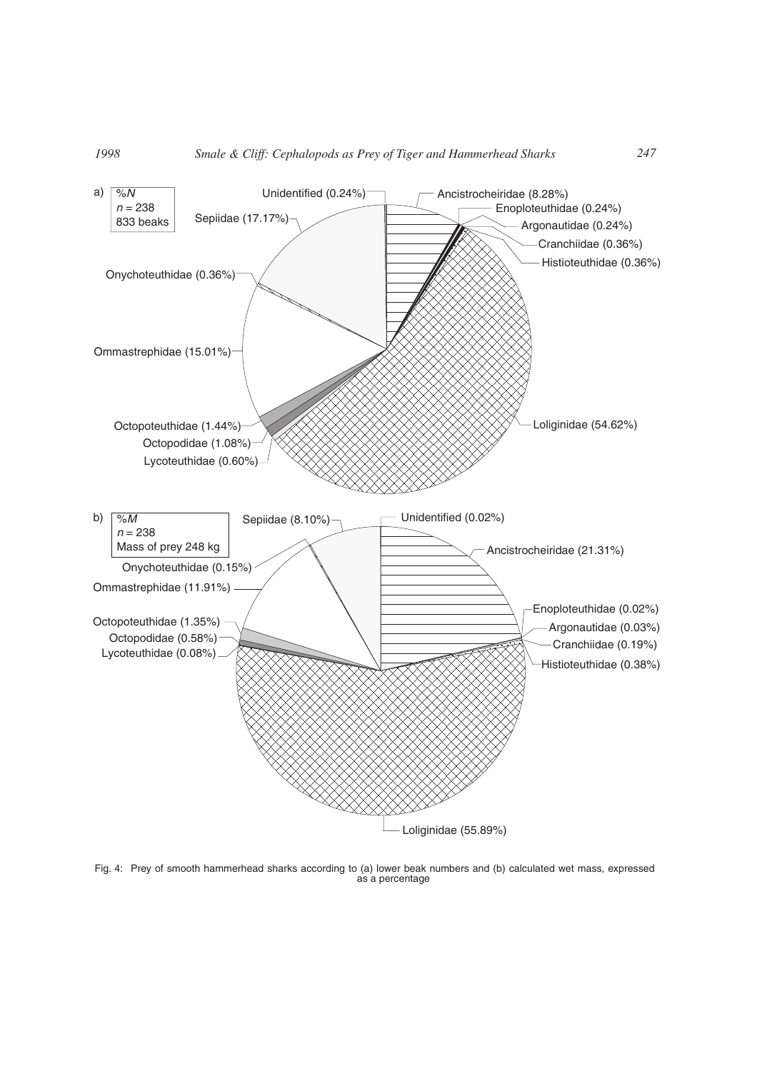a) %N
$n = 238$
833 beaks

Unidentified (0.24%)
Ancistrocheiridae (8.28%)
Enoploteuthidae (0.24%)
Argonautidae (0.24%)
Cranchiidae (0.36%)
Histioteuthidae (0.36%)
Sepiidae (17.17%)
Onychoteuthidae (0.36%)
Ommastrephidae (15.01%)
Octopoteuthidae (1.44%)
Octopodidae (1.08%)
Lycoteuthidae (0.60%)
Loliginidae (54.62%)

b) %M
$n = 238$
Mass of prey 248 kg

Sepiidae (8.10%)
Unidentified (0.02%)
Ancistrocheiridae (21.31%)
Onychoteuthidae (0.15%)
Ommastrephidae (11.91%)
Enoploteuthidae (0.02%)
Octopoteuthidae (1.35%)
Argonautidae (0.03%)
Octopodidae (0.58%)
Cranchiidae (0.19%)
Lycoteuthidae (0.08%)
Histioteuthidae (0.38%)
Loliginidae (55.89%)

Fig. 4: Prey of smooth hammerhead sharks according to (a) lower beak numbers and (b) calculated wet mass, expressed as a percentage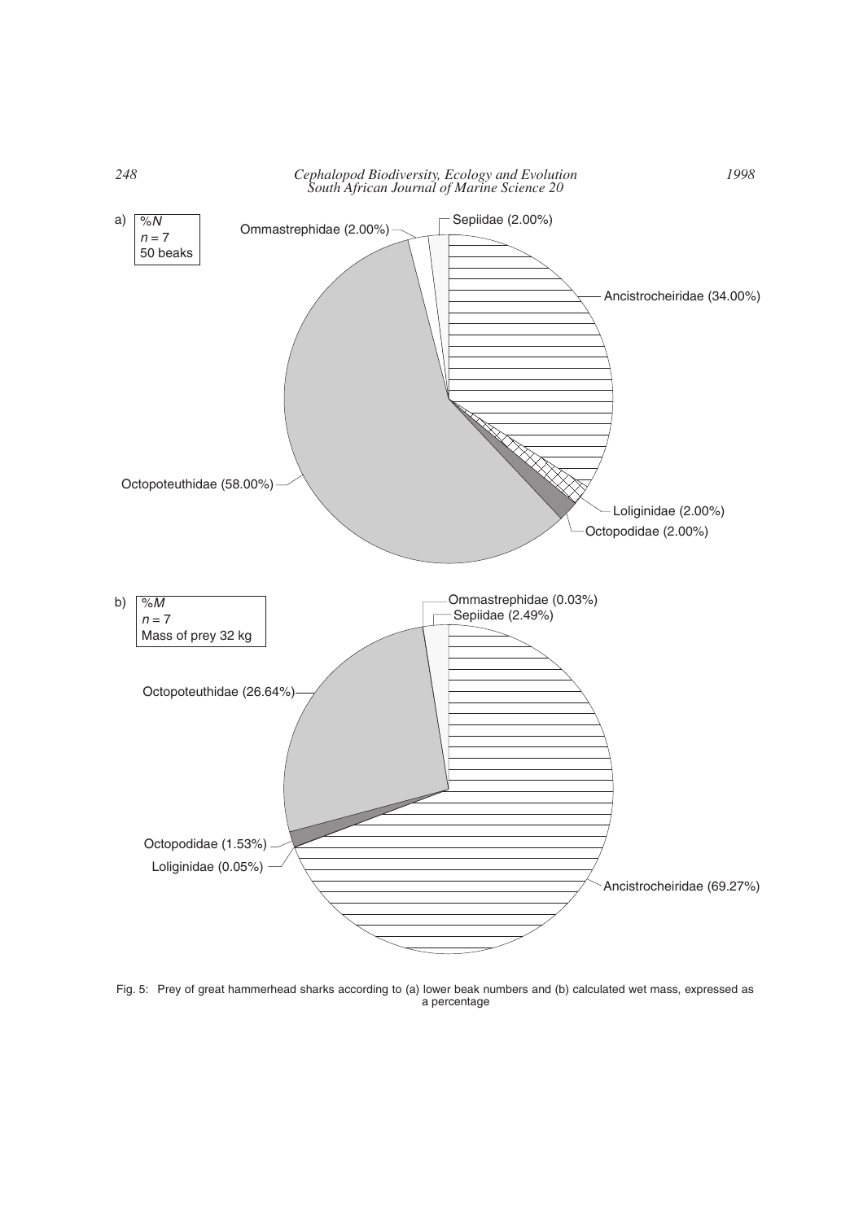Fig. 5: Prey of great hammerhead sharks according to (a) lower beak numbers and (b) calculated wet mass, expressed as a percentage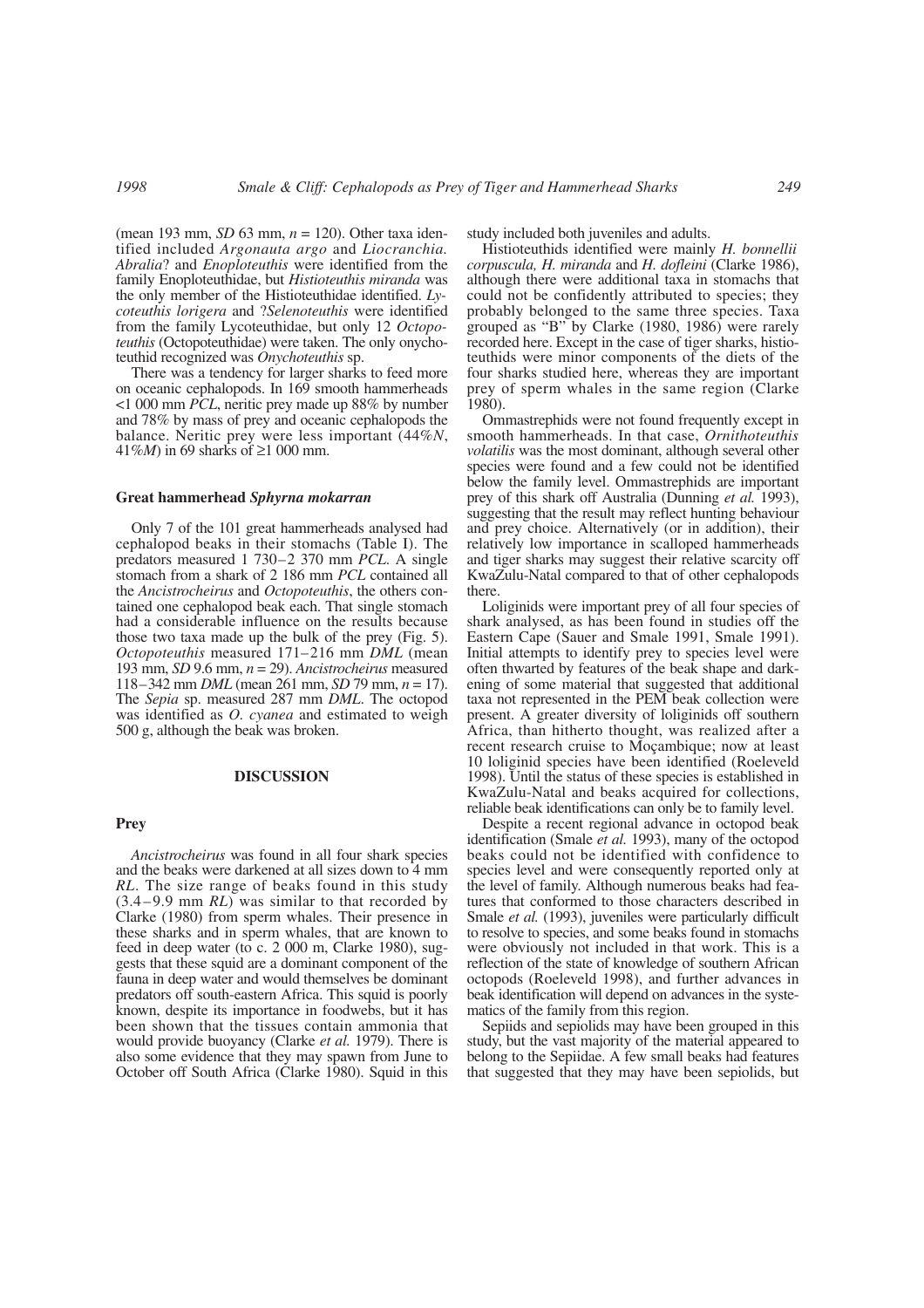(mean 193 mm, *SD* 63 mm, *n* = 120). Other taxa identified included *Argonauta argo* and *Liocranchia. Abralia*? and *Enoploteuthis* were identified from the family Enoploteuthidae, but *Histioteuthis miranda* was the only member of the Histioteuthidae identified. *Lycoteuthis lorigera* and ?*Selenoteuthis* were identified from the family Lycoteuthidae, but only 12 *Octopoteuthis* (Octopoteuthidae) were taken. The only onychoteuthid recognized was *Onychoteuthis* sp.

There was a tendency for larger sharks to feed more on oceanic cephalopods. In 169 smooth hammerheads <1 000 mm *PCL*, neritic prey made up 88% by number and 78% by mass of prey and oceanic cephalopods the balance. Neritic prey were less important (44%*N*, 41%*M*) in 69 sharks of ≥1 000 mm.

### Great hammerhead *Sphyrna mokarran*

Only 7 of the 101 great hammerheads analysed had cephalopod beaks in their stomachs (Table I). The predators measured 1 730–2 370 mm *PCL*. A single stomach from a shark of 2 186 mm *PCL* contained all the *Ancistrocheirus* and *Octopoteuthis*, the others contained one cephalopod beak each. That single stomach had a considerable influence on the results because those two taxa made up the bulk of the prey (Fig. 5). *Octopoteuthis* measured 171–216 mm *DML* (mean 193 mm, *SD* 9.6 mm, *n* = 29). *Ancistrocheirus* measured 118–342 mm *DML* (mean 261 mm, *SD* 79 mm, *n* = 17). The *Sepia* sp. measured 287 mm *DML*. The octopod was identified as *O. cyanea* and estimated to weigh 500 g, although the beak was broken.

## DISCUSSION

### Prey

*Ancistrocheirus* was found in all four shark species and the beaks were darkened at all sizes down to 4 mm *RL*. The size range of beaks found in this study (3.4–9.9 mm *RL*) was similar to that recorded by Clarke (1980) from sperm whales. Their presence in these sharks and in sperm whales, that are known to feed in deep water (to c. 2 000 m, Clarke 1980), suggests that these squid are a dominant component of the fauna in deep water and would themselves be dominant predators off south-eastern Africa. This squid is poorly known, despite its importance in foodwebs, but it has been shown that the tissues contain ammonia that would provide buoyancy (Clarke *et al.* 1979). There is also some evidence that they may spawn from June to October off South Africa (Clarke 1980). Squid in this study included both juveniles and adults.

Histioteuthids identified were mainly *H. bonnellii corpuscula, H. miranda* and *H. dofleini* (Clarke 1986), although there were additional taxa in stomachs that could not be confidently attributed to species; they probably belonged to the same three species. Taxa grouped as "B" by Clarke (1980, 1986) were rarely recorded here. Except in the case of tiger sharks, histioteuthids were minor components of the diets of the four sharks studied here, whereas they are important prey of sperm whales in the same region (Clarke 1980).

Ommastrephids were not found frequently except in smooth hammerheads. In that case, *Ornithoteuthis volatilis* was the most dominant, although several other species were found and a few could not be identified below the family level. Ommastrephids are important prey of this shark off Australia (Dunning *et al.* 1993), suggesting that the result may reflect hunting behaviour and prey choice. Alternatively (or in addition), their relatively low importance in scalloped hammerheads and tiger sharks may suggest their relative scarcity off KwaZulu-Natal compared to that of other cephalopods there.

Loliginids were important prey of all four species of shark analysed, as has been found in studies off the Eastern Cape (Sauer and Smale 1991, Smale 1991). Initial attempts to identify prey to species level were often thwarted by features of the beak shape and darkening of some material that suggested that additional taxa not represented in the PEM beak collection were present. A greater diversity of loliginids off southern Africa, than hitherto thought, was realized after a recent research cruise to Moçambique; now at least 10 loliginid species have been identified (Roeleveld 1998). Until the status of these species is established in KwaZulu-Natal and beaks acquired for collections, reliable beak identifications can only be to family level.

Despite a recent regional advance in octopod beak identification (Smale *et al.* 1993), many of the octopod beaks could not be identified with confidence to species level and were consequently reported only at the level of family. Although numerous beaks had features that conformed to those characters described in Smale *et al.* (1993), juveniles were particularly difficult to resolve to species, and some beaks found in stomachs were obviously not included in that work. This is a reflection of the state of knowledge of southern African octopods (Roeleveld 1998), and further advances in beak identification will depend on advances in the systematics of the family from this region.

Sepiids and sepiolids may have been grouped in this study, but the vast majority of the material appeared to belong to the Sepiidae. A few small beaks had features that suggested that they may have been sepiolids, but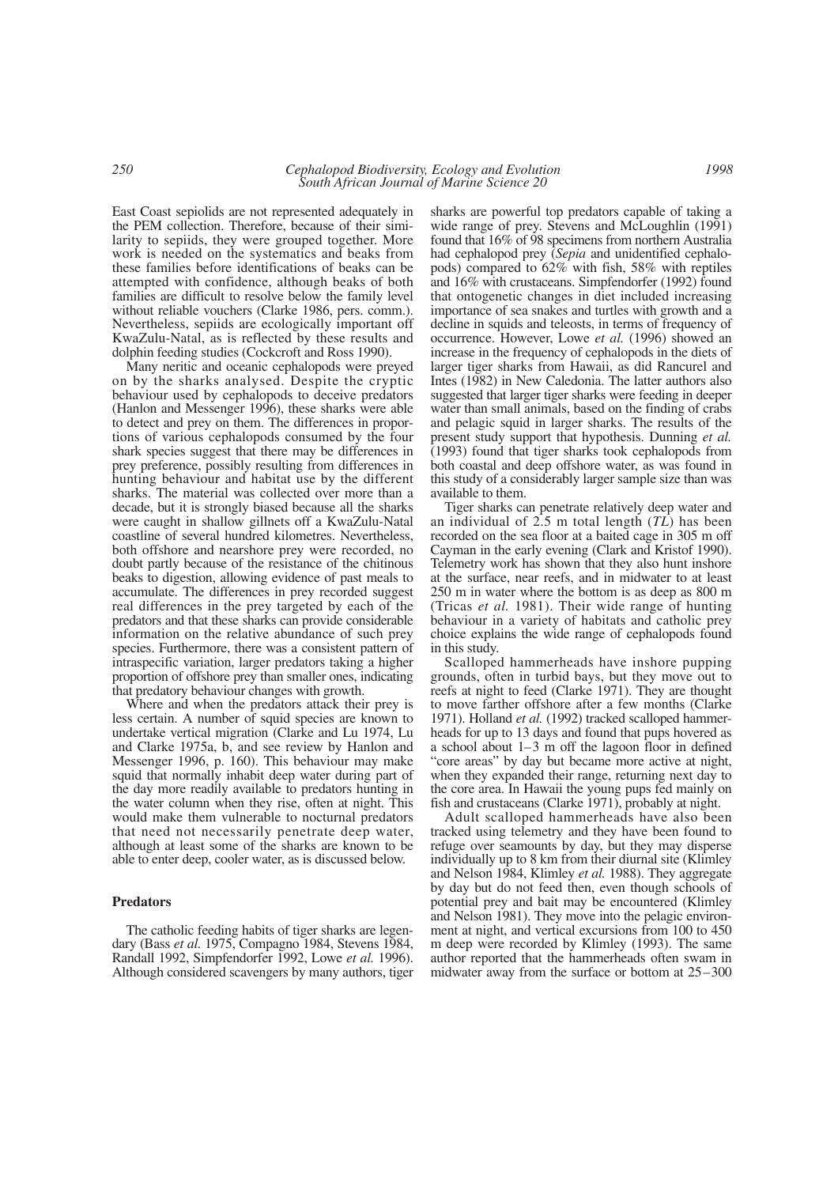East Coast sepiolids are not represented adequately in the PEM collection. Therefore, because of their similarity to sepiids, they were grouped together. More work is needed on the systematics and beaks from these families before identifications of beaks can be attempted with confidence, although beaks of both families are difficult to resolve below the family level without reliable vouchers (Clarke 1986, pers. comm.). Nevertheless, sepiids are ecologically important off KwaZulu-Natal, as is reflected by these results and dolphin feeding studies (Cockcroft and Ross 1990).

Many neritic and oceanic cephalopods were preyed on by the sharks analysed. Despite the cryptic behaviour used by cephalopods to deceive predators (Hanlon and Messenger 1996), these sharks were able to detect and prey on them. The differences in proportions of various cephalopods consumed by the four shark species suggest that there may be differences in prey preference, possibly resulting from differences in hunting behaviour and habitat use by the different sharks. The material was collected over more than a decade, but it is strongly biased because all the sharks were caught in shallow gillnets off a KwaZulu-Natal coastline of several hundred kilometres. Nevertheless, both offshore and nearshore prey were recorded, no doubt partly because of the resistance of the chitinous beaks to digestion, allowing evidence of past meals to accumulate. The differences in prey recorded suggest real differences in the prey targeted by each of the predators and that these sharks can provide considerable information on the relative abundance of such prey species. Furthermore, there was a consistent pattern of intraspecific variation, larger predators taking a higher proportion of offshore prey than smaller ones, indicating that predatory behaviour changes with growth.

Where and when the predators attack their prey is less certain. A number of squid species are known to undertake vertical migration (Clarke and Lu 1974, Lu and Clarke 1975a, b, and see review by Hanlon and Messenger 1996, p. 160). This behaviour may make squid that normally inhabit deep water during part of the day more readily available to predators hunting in the water column when they rise, often at night. This would make them vulnerable to nocturnal predators that need not necessarily penetrate deep water, although at least some of the sharks are known to be able to enter deep, cooler water, as is discussed below.

## Predators

The catholic feeding habits of tiger sharks are legendary (Bass *et al.* 1975, Compagno 1984, Stevens 1984, Randall 1992, Simpfendorfer 1992, Lowe *et al.* 1996). Although considered scavengers by many authors, tiger sharks are powerful top predators capable of taking a wide range of prey. Stevens and McLoughlin (1991) found that 16% of 98 specimens from northern Australia had cephalopod prey (*Sepia* and unidentified cephalopods) compared to 62% with fish, 58% with reptiles and 16% with crustaceans. Simpfendorfer (1992) found that ontogenetic changes in diet included increasing importance of sea snakes and turtles with growth and a decline in squids and teleosts, in terms of frequency of occurrence. However, Lowe *et al.* (1996) showed an increase in the frequency of cephalopods in the diets of larger tiger sharks from Hawaii, as did Rancurel and Intes (1982) in New Caledonia. The latter authors also suggested that larger tiger sharks were feeding in deeper water than small animals, based on the finding of crabs and pelagic squid in larger sharks. The results of the present study support that hypothesis. Dunning *et al.* (1993) found that tiger sharks took cephalopods from both coastal and deep offshore water, as was found in this study of a considerably larger sample size than was available to them.

Tiger sharks can penetrate relatively deep water and an individual of 2.5 m total length (*TL*) has been recorded on the sea floor at a baited cage in 305 m off Cayman in the early evening (Clark and Kristof 1990). Telemetry work has shown that they also hunt inshore at the surface, near reefs, and in midwater to at least 250 m in water where the bottom is as deep as 800 m (Tricas *et al.* 1981). Their wide range of hunting behaviour in a variety of habitats and catholic prey choice explains the wide range of cephalopods found in this study.

Scalloped hammerheads have inshore pupping grounds, often in turbid bays, but they move out to reefs at night to feed (Clarke 1971). They are thought to move farther offshore after a few months (Clarke 1971). Holland *et al.* (1992) tracked scalloped hammerheads for up to 13 days and found that pups hovered as a school about 1–3 m off the lagoon floor in defined "core areas" by day but became more active at night, when they expanded their range, returning next day to the core area. In Hawaii the young pups fed mainly on fish and crustaceans (Clarke 1971), probably at night.

Adult scalloped hammerheads have also been tracked using telemetry and they have been found to refuge over seamounts by day, but they may disperse individually up to 8 km from their diurnal site (Klimley and Nelson 1984, Klimley *et al.* 1988). They aggregate by day but do not feed then, even though schools of potential prey and bait may be encountered (Klimley and Nelson 1981). They move into the pelagic environment at night, and vertical excursions from 100 to 450 m deep were recorded by Klimley (1993). The same author reported that the hammerheads often swam in midwater away from the surface or bottom at 25–300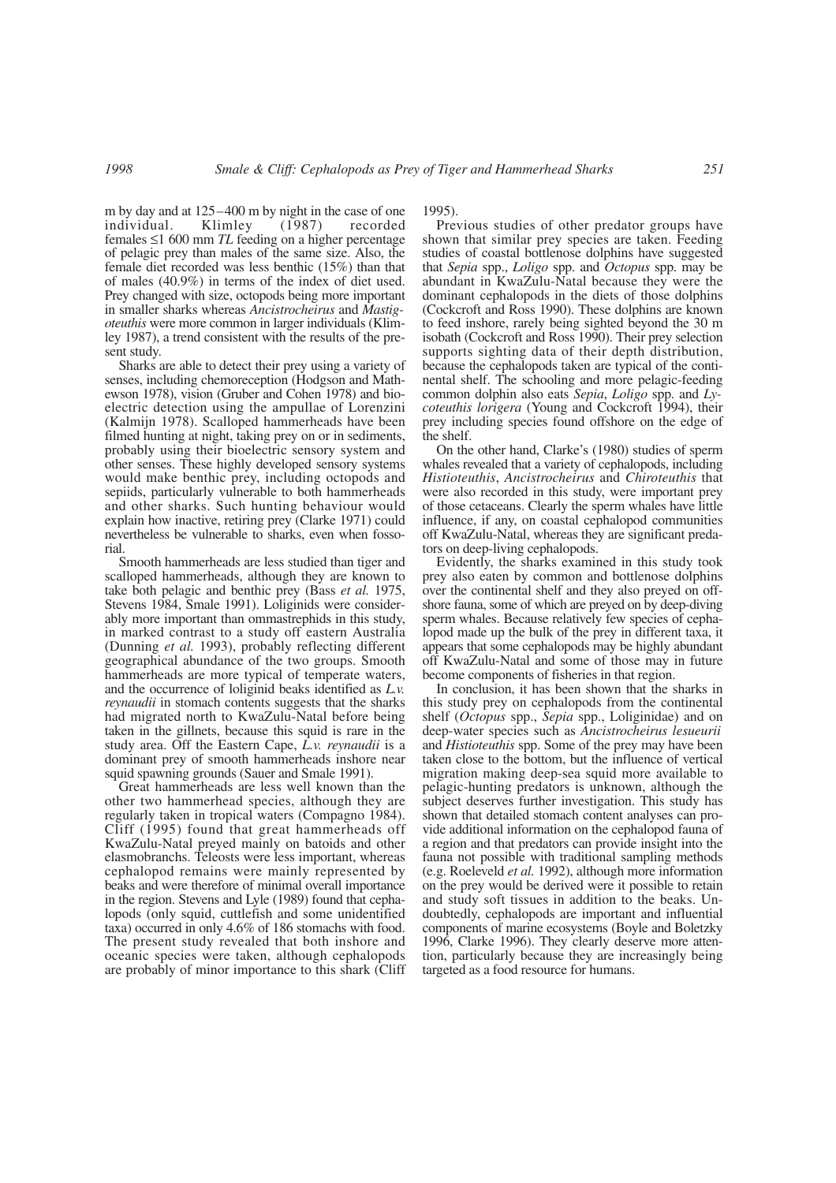m by day and at 125–400 m by night in the case of one individual. Klimley (1987) recorded females ≤1 600 mm *TL* feeding on a higher percentage of pelagic prey than males of the same size. Also, the female diet recorded was less benthic (15%) than that of males (40.9%) in terms of the index of diet used. Prey changed with size, octopods being more important in smaller sharks whereas *Ancistrocheirus* and *Mastigoteuthis* were more common in larger individuals (Klimley 1987), a trend consistent with the results of the present study.

Sharks are able to detect their prey using a variety of senses, including chemoreception (Hodgson and Mathewson 1978), vision (Gruber and Cohen 1978) and bioelectric detection using the ampullae of Lorenzini (Kalmijn 1978). Scalloped hammerheads have been filmed hunting at night, taking prey on or in sediments, probably using their bioelectric sensory system and other senses. These highly developed sensory systems would make benthic prey, including octopods and sepiids, particularly vulnerable to both hammerheads and other sharks. Such hunting behaviour would explain how inactive, retiring prey (Clarke 1971) could nevertheless be vulnerable to sharks, even when fossorial.

Smooth hammerheads are less studied than tiger and scalloped hammerheads, although they are known to take both pelagic and benthic prey (Bass *et al.* 1975, Stevens 1984, Smale 1991). Loliginids were considerably more important than ommastrephids in this study, in marked contrast to a study off eastern Australia (Dunning *et al.* 1993), probably reflecting different geographical abundance of the two groups. Smooth hammerheads are more typical of temperate waters, and the occurrence of loliginid beaks identified as *L.v. reynaudii* in stomach contents suggests that the sharks had migrated north to KwaZulu-Natal before being taken in the gillnets, because this squid is rare in the study area. Off the Eastern Cape, *L.v. reynaudii* is a dominant prey of smooth hammerheads inshore near squid spawning grounds (Sauer and Smale 1991).

Great hammerheads are less well known than the other two hammerhead species, although they are regularly taken in tropical waters (Compagno 1984). Cliff (1995) found that great hammerheads off KwaZulu-Natal preyed mainly on batoids and other elasmobranchs. Teleosts were less important, whereas cephalopod remains were mainly represented by beaks and were therefore of minimal overall importance in the region. Stevens and Lyle (1989) found that cephalopods (only squid, cuttlefish and some unidentified taxa) occurred in only 4.6% of 186 stomachs with food. The present study revealed that both inshore and oceanic species were taken, although cephalopods are probably of minor importance to this shark (Cliff 1995).

Previous studies of other predator groups have shown that similar prey species are taken. Feeding studies of coastal bottlenose dolphins have suggested that *Sepia* spp., *Loligo* spp. and *Octopus* spp. may be abundant in KwaZulu-Natal because they were the dominant cephalopods in the diets of those dolphins (Cockcroft and Ross 1990). These dolphins are known to feed inshore, rarely being sighted beyond the 30 m isobath (Cockcroft and Ross 1990). Their prey selection supports sighting data of their depth distribution, because the cephalopods taken are typical of the continental shelf. The schooling and more pelagic-feeding common dolphin also eats *Sepia*, *Loligo* spp. and *Lycoteuthis lorigera* (Young and Cockcroft 1994), their prey including species found offshore on the edge of the shelf.

On the other hand, Clarke's (1980) studies of sperm whales revealed that a variety of cephalopods, including *Histioteuthis*, *Ancistrocheirus* and *Chiroteuthis* that were also recorded in this study, were important prey of those cetaceans. Clearly the sperm whales have little influence, if any, on coastal cephalopod communities off KwaZulu-Natal, whereas they are significant predators on deep-living cephalopods.

Evidently, the sharks examined in this study took prey also eaten by common and bottlenose dolphins over the continental shelf and they also preyed on offshore fauna, some of which are preyed on by deep-diving sperm whales. Because relatively few species of cephalopod made up the bulk of the prey in different taxa, it appears that some cephalopods may be highly abundant off KwaZulu-Natal and some of those may in future become components of fisheries in that region.

In conclusion, it has been shown that the sharks in this study prey on cephalopods from the continental shelf (*Octopus* spp., *Sepia* spp., Loliginidae) and on deep-water species such as *Ancistrocheirus lesueurii* and *Histioteuthis* spp. Some of the prey may have been taken close to the bottom, but the influence of vertical migration making deep-sea squid more available to pelagic-hunting predators is unknown, although the subject deserves further investigation. This study has shown that detailed stomach content analyses can provide additional information on the cephalopod fauna of a region and that predators can provide insight into the fauna not possible with traditional sampling methods (e.g. Roeleveld *et al.* 1992), although more information on the prey would be derived were it possible to retain and study soft tissues in addition to the beaks. Undoubtedly, cephalopods are important and influential components of marine ecosystems (Boyle and Boletzky 1996, Clarke 1996). They clearly deserve more attention, particularly because they are increasingly being targeted as a food resource for humans.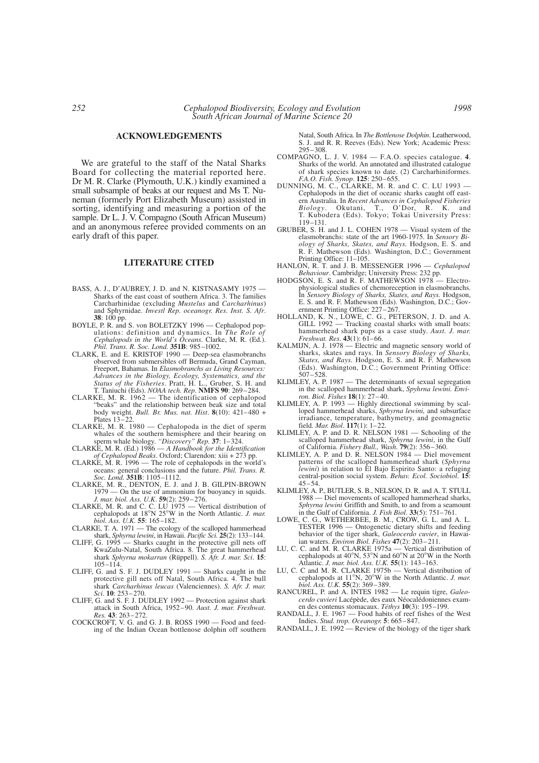## ACKNOWLEDGEMENTS

We are grateful to the staff of the Natal Sharks Board for collecting the material reported here. Dr M. R. Clarke (Plymouth, U.K.) kindly examined a small subsample of beaks at our request and Ms T. Nuneman (formerly Port Elizabeth Museum) assisted in sorting, identifying and measuring a portion of the sample. Dr L. J. V. Compagno (South African Museum) and an anonymous referee provided comments on an early draft of this paper.

## LITERATURE CITED

BASS, A. J., D'AUBREY, J. D. and N. KISTNASAMY 1975 — Sharks of the east coast of southern Africa. 3. The families Carcharhinidae (excluding *Mustelus* and *Carcharhinus*) and Sphyrnidae. *Investl Rep. oceanogr. Res. Inst. S. Afr*. **38**: 100 pp.

BOYLE, P. R. and S. von BOLETZKY 1996 — Cephalopod populations: definition and dynamics. In *The Role of Cephalopods in the World's Oceans*. Clarke, M. R. (Ed.). *Phil. Trans. R. Soc. Lond.* **351B**: 985–1002.

CLARK, E. and E. KRISTOF 1990 — Deep-sea elasmobranchs observed from submersibles off Bermuda, Grand Cayman, Freeport, Bahamas. In *Elasmobranchs as Living Resources: Advances in the Biology, Ecology, Systematics, and the Status of the Fisheries*. Pratt, H. L., Gruber, S. H. and T. Taniuchi (Eds). *NOAA tech. Rep.* **NMFS 90**: 269–284.

CLARKE, M. R. 1962 — The identification of cephalopod "beaks" and the relationship between beak size and total body weight. *Bull. Br. Mus. nat. Hist*. **8**(10): 421–480 + Plates 13–22.

CLARKE, M. R. 1980 — Cephalopoda in the diet of sperm whales of the southern hemisphere and their bearing on sperm whale biology. *"Discovery" Rep*. **37**: 1–324.

CLARKE, M. R. (Ed.) 1986 — *A Handbook for the Identification of Cephalopod Beaks*. Oxford; Clarendon: xiii + 273 pp.

CLARKE, M. R. 1996 — The role of cephalopods in the world's oceans: general conclusions and the future. *Phil. Trans. R. Soc. Lond.* **351B**: 1105–1112.

CLARKE, M. R., DENTON, E. J. and J. B. GILPIN-BROWN 1979 — On the use of ammonium for buoyancy in squids. *J. mar. biol. Ass. U.K*. **59**(2): 259–276.

CLARKE, M. R. and C. C. LU 1975 — Vertical distribution of cephalopods at 18°N 25°W in the North Atlantic. *J. mar. biol. Ass. U.K.* **55**: 165–182.

CLARKE, T. A. 1971 — The ecology of the scalloped hammerhead shark, *Sphyrna lewini*, in Hawaii. *Pacific Sci.* **25**(2): 133–144.

CLIFF, G. 1995 — Sharks caught in the protective gill nets off KwaZulu-Natal, South Africa. 8. The great hammerhead shark *Sphyrna mokarran* (Rüppell). *S. Afr. J. mar. Sci*. **15**: 105–114.

CLIFF, G. and S. F. J. DUDLEY 1991 — Sharks caught in the protective gill nets off Natal, South Africa. 4. The bull shark *Carcharhinus leucas* (Valenciennes). *S. Afr. J. mar. Sci*. **10**: 253–270.

CLIFF, G. and S. F. J. DUDLEY 1992 — Protection against shark attack in South Africa, 1952–90. *Aust. J. mar. Freshwat. Res.* **43**: 263–272.

COCKCROFT, V. G. and G. J. B. ROSS 1990 — Food and feeding of the Indian Ocean bottlenose dolphin off southern Natal, South Africa. In *The Bottlenose Dolphin*. Leatherwood, S. J. and R. R. Reeves (Eds). New York; Academic Press: 295–308.

COMPAGNO, L. J. V. 1984 — F.A.O. species catalogue. **4**. Sharks of the world. An annotated and illustrated catalogue of shark species known to date. (2) Carcharhiniformes. *F.A.O. Fish. Synop*. **125**: 250–655.

DUNNING, M. C., CLARKE, M. R. and C. C. LU 1993 — Cephalopods in the diet of oceanic sharks caught off eastern Australia. In *Recent Advances in Cephalopod Fisheries Biology*. Okutani, T., O'Dor, R. K. and T. Kubodera (Eds). Tokyo; Tokai University Press: 119–131.

GRUBER, S. H. and J. L. COHEN 1978 — Visual system of the elasmobranchs: state of the art 1960-1975. In *Sensory Biology of Sharks, Skates, and Rays.* Hodgson, E. S. and R. F. Mathewson (Eds). Washington, D.C.; Government Printing Office: 11–105.

HANLON, R. T. and J. B. MESSENGER 1996 — *Cephalopod Behaviour*. Cambridge; University Press: 232 pp.

HODGSON, E. S. and R. F. MATHEWSON 1978 — Electrophysiological studies of chemoreception in elasmobranchs. In *Sensory Biology of Sharks, Skates, and Rays.* Hodgson, E. S. and R. F. Mathewson (Eds). Washington, D.C.; Government Printing Office: 227–267.

HOLLAND, K. N., LOWE, C. G., PETERSON, J. D. and A. GILL 1992 — Tracking coastal sharks with small boats: hammerhead shark pups as a case study. *Aust. J. mar. Freshwat. Res*. **43**(1): 61–66.

KALMIJN, A. J. 1978 — Electric and magnetic sensory world of sharks, skates and rays. In *Sensory Biology of Sharks, Skates, and Rays.* Hodgson, E. S. and R. F. Mathewson (Eds). Washington, D.C.; Government Printing Office: 507–528.

KLIMLEY, A. P. 1987 — The determinants of sexual segregation in the scalloped hammerhead shark, *Spyhrna lewini. Environ. Biol. Fishes* **18**(1): 27–40.

KLIMLEY, A. P. 1993 — Highly directional swimming by scalloped hammerhead sharks, *Sphyrna lewini,* and subsurface irradiance, temperature, bathymetry, and geomagnetic field. *Mar. Biol*. **117**(1): 1–22.

KLIMLEY, A. P. and D. R. NELSON 1981 — Schooling of the scalloped hammerhead shark, *Sphyrna lewini*, in the Gulf of California. *Fishery Bull., Wash*. **79**(2): 356–360.

KLIMLEY, A. P. and D. R. NELSON 1984 — Diel movement patterns of the scalloped hammerhead shark (*Sphyrna lewini*) in relation to El Bajo Espirito Santo: a refuging central-position social system. *Behav. Ecol. Sociobiol*. **15**: 45–54.

KLIMLEY, A. P., BUTLER, S. B., NELSON, D. R. and A. T. STULL 1988 — Diel movements of scalloped hammerhead sharks, *Sphyrna lewini* Griffith and Smith, to and from a seamount in the Gulf of California. *J. Fish Biol*. **33**(5): 751–761.

LOWE, C. G., WETHERBEE, B. M., CROW, G. L. and A. L. TESTER 1996 — Ontogenetic dietary shifts and feeding behavior of the tiger shark, *Galeocerdo cuvier*, in Hawaiian waters. *Environ Biol. Fishes* **47**(2): 203–211.

LU, C. C. and M. R. CLARKE 1975a — Vertical distribution of cephalopods at 40°N, 53°N and 60°N at 20°W in the North Atlantic. *J. mar. biol. Ass. U.K.* **55**(1): 143–163.

LU, C. C and M. R. CLARKE 1975b — Vertical distribution of cephalopods at 11°N, 20°W in the North Atlantic. *J. mar. biol. Ass. U.K.* **55**(2): 369–389.

RANCUREL, P. and A. INTES 1982 — Le requin tigre, *Galeocerdo cuvieri* Lacépède, des eaux Néocalédoniennes examen des contenus stomacaux. *Téthys* **10**(3): 195–199.

RANDALL, J. E. 1967 — Food habits of reef fishes of the West Indies. *Stud. trop. Oceanogr.* **5**: 665–847.

RANDALL, J. E. 1992 — Review of the biology of the tiger shark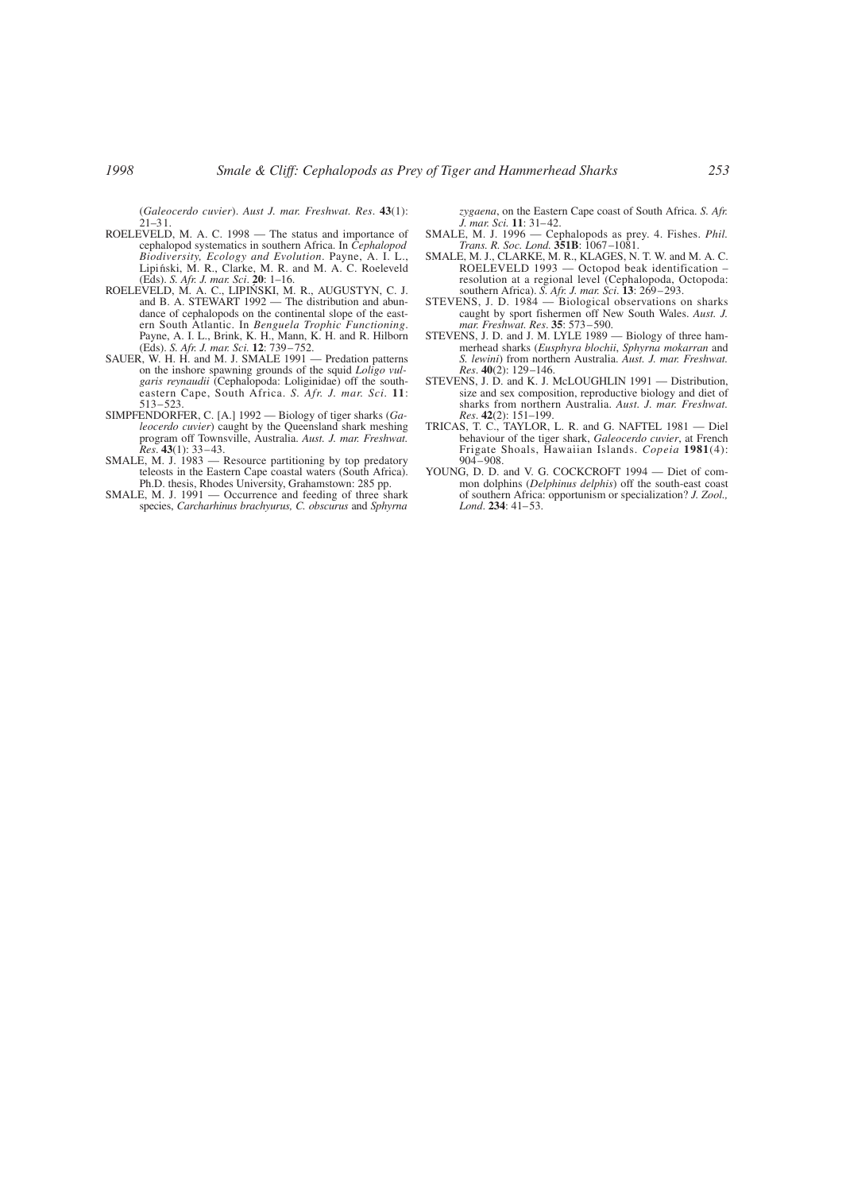(*Galeocerdo cuvier*). *Aust J. mar. Freshwat. Res*. **43**(1): 21–31.

ROELEVELD, M. A. C. 1998 — The status and importance of cephalopod systematics in southern Africa. In *Cephalopod Biodiversity, Ecology and Evolution*. Payne, A. I. L., Lipiński, M. R., Clarke, M. R. and M. A. C. Roeleveld (Eds). *S. Afr. J. mar. Sci*. **20**: 1–16.

ROELEVELD, M. A. C., LIPIŃSKI, M. R., AUGUSTYN, C. J. and B. A. STEWART 1992 — The distribution and abundance of cephalopods on the continental slope of the eastern South Atlantic. In *Benguela Trophic Functioning*. Payne, A. I. L., Brink, K. H., Mann, K. H. and R. Hilborn (Eds). *S. Afr. J. mar. Sci.* **12**: 739–752.

SAUER, W. H. H. and M. J. SMALE 1991 — Predation patterns on the inshore spawning grounds of the squid *Loligo vulgaris reynaudii* (Cephalopoda: Loliginidae) off the south-eastern Cape, South Africa. *S. Afr. J. mar. Sci.* **11**: 513–523.

SIMPFENDORFER, C. [A.] 1992 — Biology of tiger sharks (*Galeocerdo cuvier*) caught by the Queensland shark meshing program off Townsville, Australia. *Aust. J. mar. Freshwat. Res*. **43**(1): 33–43.

SMALE, M. J. 1983 — Resource partitioning by top predatory teleosts in the Eastern Cape coastal waters (South Africa). Ph.D. thesis, Rhodes University, Grahamstown: 285 pp.

SMALE, M. J. 1991 — Occurrence and feeding of three shark species, *Carcharhinus brachyurus, C. obscurus* and *Sphyrna zygaena*, on the Eastern Cape coast of South Africa. *S. Afr. J. mar. Sci.* **11**: 31–42.

SMALE, M. J. 1996 — Cephalopods as prey. 4. Fishes. *Phil. Trans. R. Soc. Lond.* **351B**: 1067–1081.

SMALE, M. J., CLARKE, M. R., KLAGES, N. T. W. and M. A. C. ROELEVELD 1993 — Octopod beak identification – resolution at a regional level (Cephalopoda, Octopoda: southern Africa). *S. Afr. J. mar. Sci.* **13**: 269–293.

STEVENS, J. D. 1984 — Biological observations on sharks caught by sport fishermen off New South Wales. *Aust. J. mar. Freshwat. Res*. **35**: 573–590.

STEVENS, J. D. and J. M. LYLE 1989 — Biology of three hammerhead sharks (*Eusphyra blochii*, *Sphyrna mokarran* and *S. lewini*) from northern Australia. *Aust. J. mar. Freshwat. Res*. **40**(2): 129–146.

STEVENS, J. D. and K. J. McLOUGHLIN 1991 — Distribution, size and sex composition, reproductive biology and diet of sharks from northern Australia. *Aust. J. mar. Freshwat. Res*. **42**(2): 151–199.

TRICAS, T. C., TAYLOR, L. R. and G. NAFTEL 1981 — Diel behaviour of the tiger shark, *Galeocerdo cuvier*, at French Frigate Shoals, Hawaiian Islands. *Copeia* **1981**(4): 904–908.

YOUNG, D. D. and V. G. COCKCROFT 1994 — Diet of common dolphins (*Delphinus delphis*) off the south-east coast of southern Africa: opportunism or specialization? *J. Zool., Lond*. **234**: 41–53.